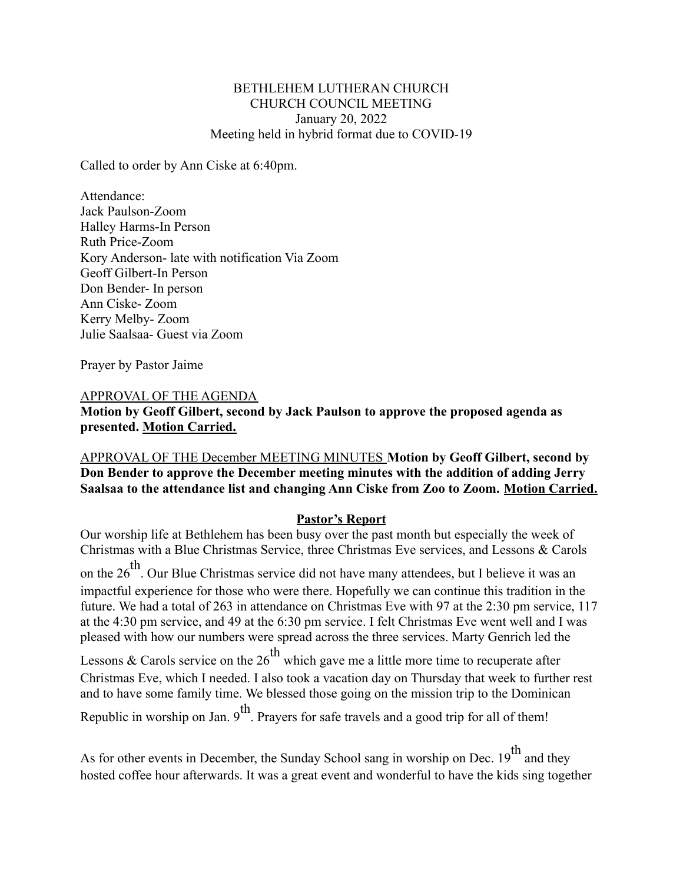BETHLEHEM LUTHERAN CHURCH
CHURCH COUNCIL MEETING
January 20, 2022
Meeting held in hybrid format due to COVID-19

Called to order by Ann Ciske at 6:40pm.

Attendance:
Jack Paulson-Zoom
Halley Harms-In Person
Ruth Price-Zoom
Kory Anderson- late with notification Via Zoom
Geoff Gilbert-In Person
Don Bender- In person
Ann Ciske- Zoom
Kerry Melby- Zoom
Julie Saalsaa- Guest via Zoom

Prayer by Pastor Jaime

APPROVAL OF THE AGENDA
**Motion by Geoff Gilbert, second by Jack Paulson to approve the proposed agenda as presented. Motion Carried.**

APPROVAL OF THE December MEETING MINUTES **Motion by Geoff Gilbert, second by Don Bender to approve the December meeting minutes with the addition of adding Jerry Saalsaa to the attendance list and changing Ann Ciske from Zoo to Zoom. Motion Carried.**

## Pastor's Report

Our worship life at Bethlehem has been busy over the past month but especially the week of Christmas with a Blue Christmas Service, three Christmas Eve services, and Lessons & Carols on the 26th. Our Blue Christmas service did not have many attendees, but I believe it was an impactful experience for those who were there. Hopefully we can continue this tradition in the future. We had a total of 263 in attendance on Christmas Eve with 97 at the 2:30 pm service, 117 at the 4:30 pm service, and 49 at the 6:30 pm service. I felt Christmas Eve went well and I was pleased with how our numbers were spread across the three services. Marty Genrich led the Lessons & Carols service on the 26th which gave me a little more time to recuperate after Christmas Eve, which I needed. I also took a vacation day on Thursday that week to further rest and to have some family time. We blessed those going on the mission trip to the Dominican Republic in worship on Jan. 9th. Prayers for safe travels and a good trip for all of them!

As for other events in December, the Sunday School sang in worship on Dec. 19th and they hosted coffee hour afterwards. It was a great event and wonderful to have the kids sing together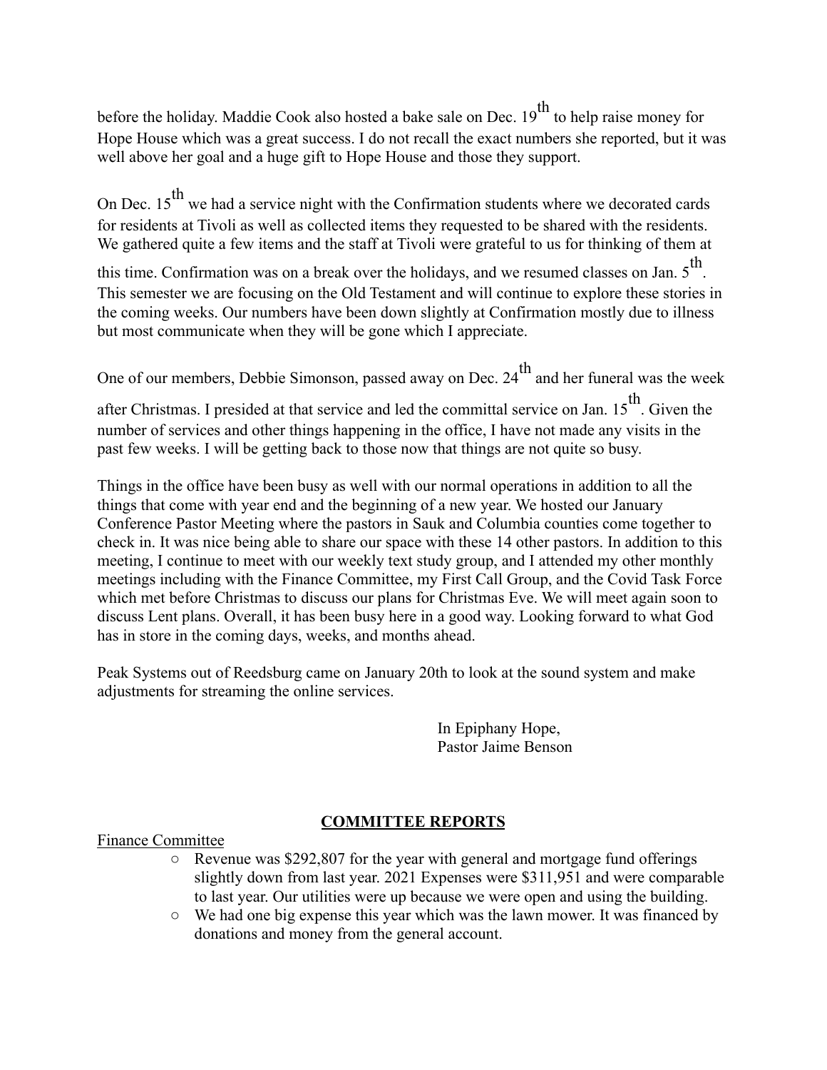before the holiday. Maddie Cook also hosted a bake sale on Dec. 19th to help raise money for Hope House which was a great success. I do not recall the exact numbers she reported, but it was well above her goal and a huge gift to Hope House and those they support.

On Dec. 15th we had a service night with the Confirmation students where we decorated cards for residents at Tivoli as well as collected items they requested to be shared with the residents. We gathered quite a few items and the staff at Tivoli were grateful to us for thinking of them at this time. Confirmation was on a break over the holidays, and we resumed classes on Jan. 5th. This semester we are focusing on the Old Testament and will continue to explore these stories in the coming weeks. Our numbers have been down slightly at Confirmation mostly due to illness but most communicate when they will be gone which I appreciate.

One of our members, Debbie Simonson, passed away on Dec. 24th and her funeral was the week after Christmas. I presided at that service and led the committal service on Jan. 15th. Given the number of services and other things happening in the office, I have not made any visits in the past few weeks. I will be getting back to those now that things are not quite so busy.

Things in the office have been busy as well with our normal operations in addition to all the things that come with year end and the beginning of a new year. We hosted our January Conference Pastor Meeting where the pastors in Sauk and Columbia counties come together to check in. It was nice being able to share our space with these 14 other pastors. In addition to this meeting, I continue to meet with our weekly text study group, and I attended my other monthly meetings including with the Finance Committee, my First Call Group, and the Covid Task Force which met before Christmas to discuss our plans for Christmas Eve. We will meet again soon to discuss Lent plans. Overall, it has been busy here in a good way. Looking forward to what God has in store in the coming days, weeks, and months ahead.

Peak Systems out of Reedsburg came on January 20th to look at the sound system and make adjustments for streaming the online services.

In Epiphany Hope,
Pastor Jaime Benson

## COMMITTEE REPORTS

Finance Committee

- Revenue was $292,807 for the year with general and mortgage fund offerings slightly down from last year. 2021 Expenses were $311,951 and were comparable to last year. Our utilities were up because we were open and using the building.
- We had one big expense this year which was the lawn mower. It was financed by donations and money from the general account.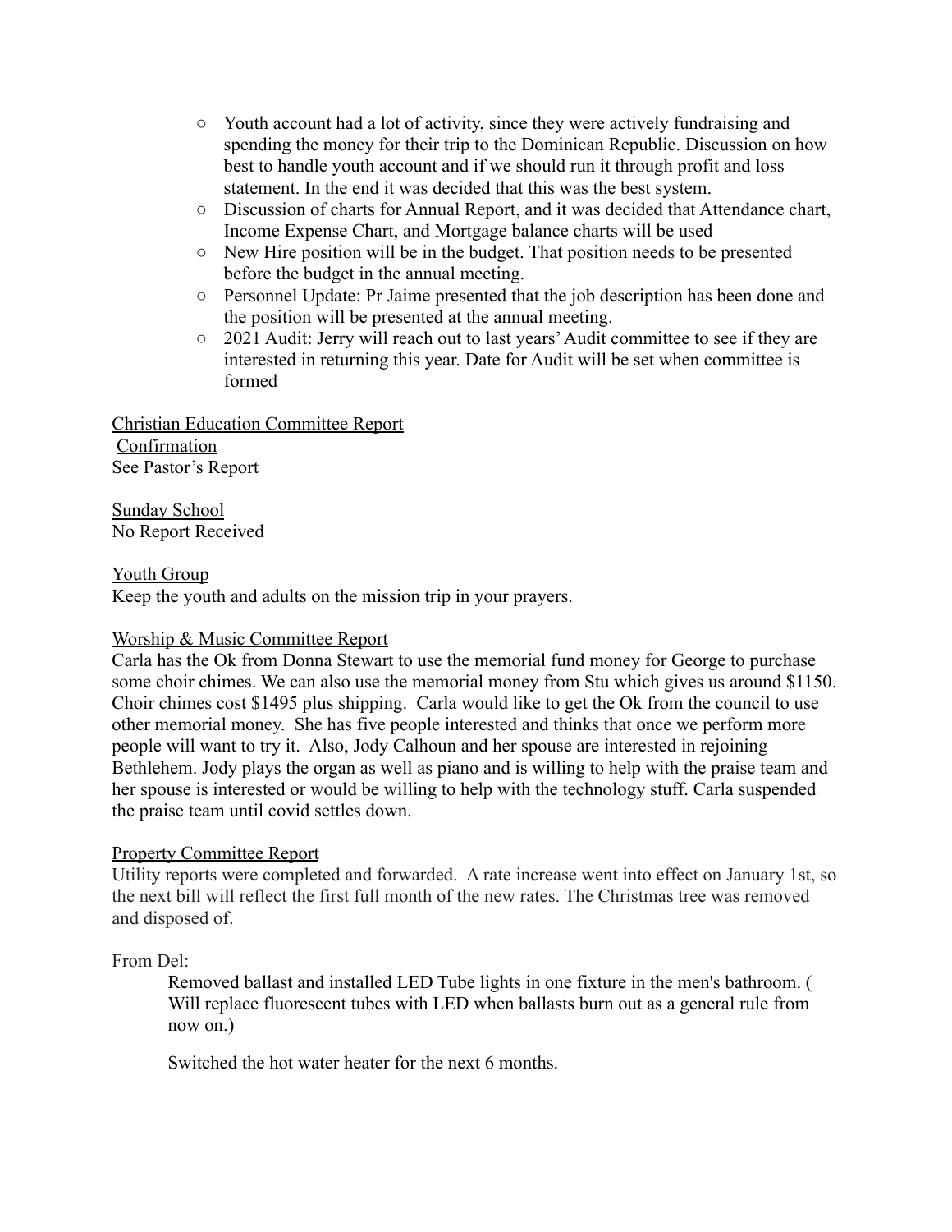- Youth account had a lot of activity, since they were actively fundraising and spending the money for their trip to the Dominican Republic. Discussion on how best to handle youth account and if we should run it through profit and loss statement. In the end it was decided that this was the best system.
- Discussion of charts for Annual Report, and it was decided that Attendance chart, Income Expense Chart, and Mortgage balance charts will be used
- New Hire position will be in the budget. That position needs to be presented before the budget in the annual meeting.
- Personnel Update: Pr Jaime presented that the job description has been done and the position will be presented at the annual meeting.
- 2021 Audit: Jerry will reach out to last years' Audit committee to see if they are interested in returning this year. Date for Audit will be set when committee is formed

<u>Christian Education Committee Report</u>
<u>Confirmation</u>
See Pastor's Report

<u>Sunday School</u>
No Report Received

<u>Youth Group</u>
Keep the youth and adults on the mission trip in your prayers.

<u>Worship & Music Committee Report</u>
Carla has the Ok from Donna Stewart to use the memorial fund money for George to purchase some choir chimes. We can also use the memorial money from Stu which gives us around $1150. Choir chimes cost $1495 plus shipping. Carla would like to get the Ok from the council to use other memorial money. She has five people interested and thinks that once we perform more people will want to try it. Also, Jody Calhoun and her spouse are interested in rejoining Bethlehem. Jody plays the organ as well as piano and is willing to help with the praise team and her spouse is interested or would be willing to help with the technology stuff. Carla suspended the praise team until covid settles down.

<u>Property Committee Report</u>
Utility reports were completed and forwarded. A rate increase went into effect on January 1st, so the next bill will reflect the first full month of the new rates. The Christmas tree was removed and disposed of.

From Del:

> Removed ballast and installed LED Tube lights in one fixture in the men's bathroom. ( Will replace fluorescent tubes with LED when ballasts burn out as a general rule from now on.)
>
> Switched the hot water heater for the next 6 months.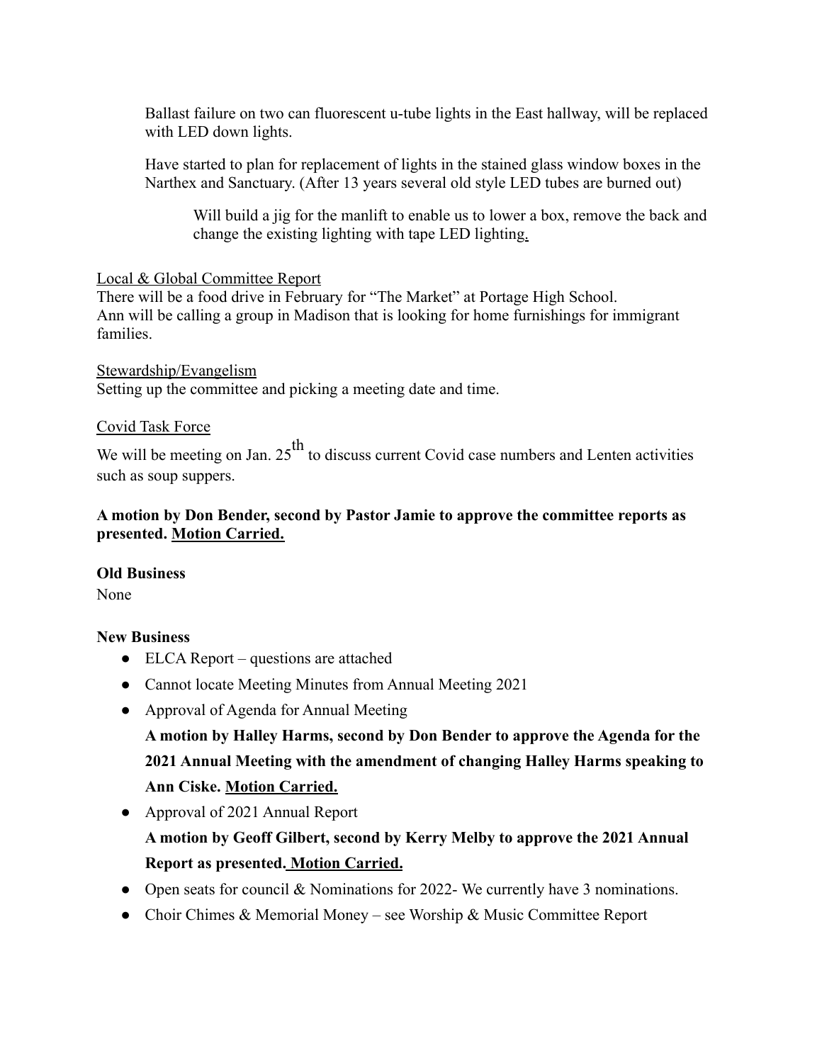Ballast failure on two can fluorescent u-tube lights in the East hallway, will be replaced with LED down lights.

Have started to plan for replacement of lights in the stained glass window boxes in the Narthex and Sanctuary. (After 13 years several old style LED tubes are burned out)

Will build a jig for the manlift to enable us to lower a box, remove the back and change the existing lighting with tape LED lighting.

<u>Local & Global Committee Report</u>
There will be a food drive in February for "The Market" at Portage High School.
Ann will be calling a group in Madison that is looking for home furnishings for immigrant families.

<u>Stewardship/Evangelism</u>
Setting up the committee and picking a meeting date and time.

<u>Covid Task Force</u>
We will be meeting on Jan. 25th to discuss current Covid case numbers and Lenten activities such as soup suppers.

**A motion by Don Bender, second by Pastor Jamie to approve the committee reports as presented. <u>Motion Carried.</u>**

**Old Business**
None

**New Business**

- ELCA Report – questions are attached
- Cannot locate Meeting Minutes from Annual Meeting 2021
- Approval of Agenda for Annual Meeting
  **A motion by Halley Harms, second by Don Bender to approve the Agenda for the 2021 Annual Meeting with the amendment of changing Halley Harms speaking to Ann Ciske. <u>Motion Carried.</u>**
- Approval of 2021 Annual Report
  **A motion by Geoff Gilbert, second by Kerry Melby to approve the 2021 Annual Report as presented. <u>Motion Carried.</u>**
- Open seats for council & Nominations for 2022- We currently have 3 nominations.
- Choir Chimes & Memorial Money – see Worship & Music Committee Report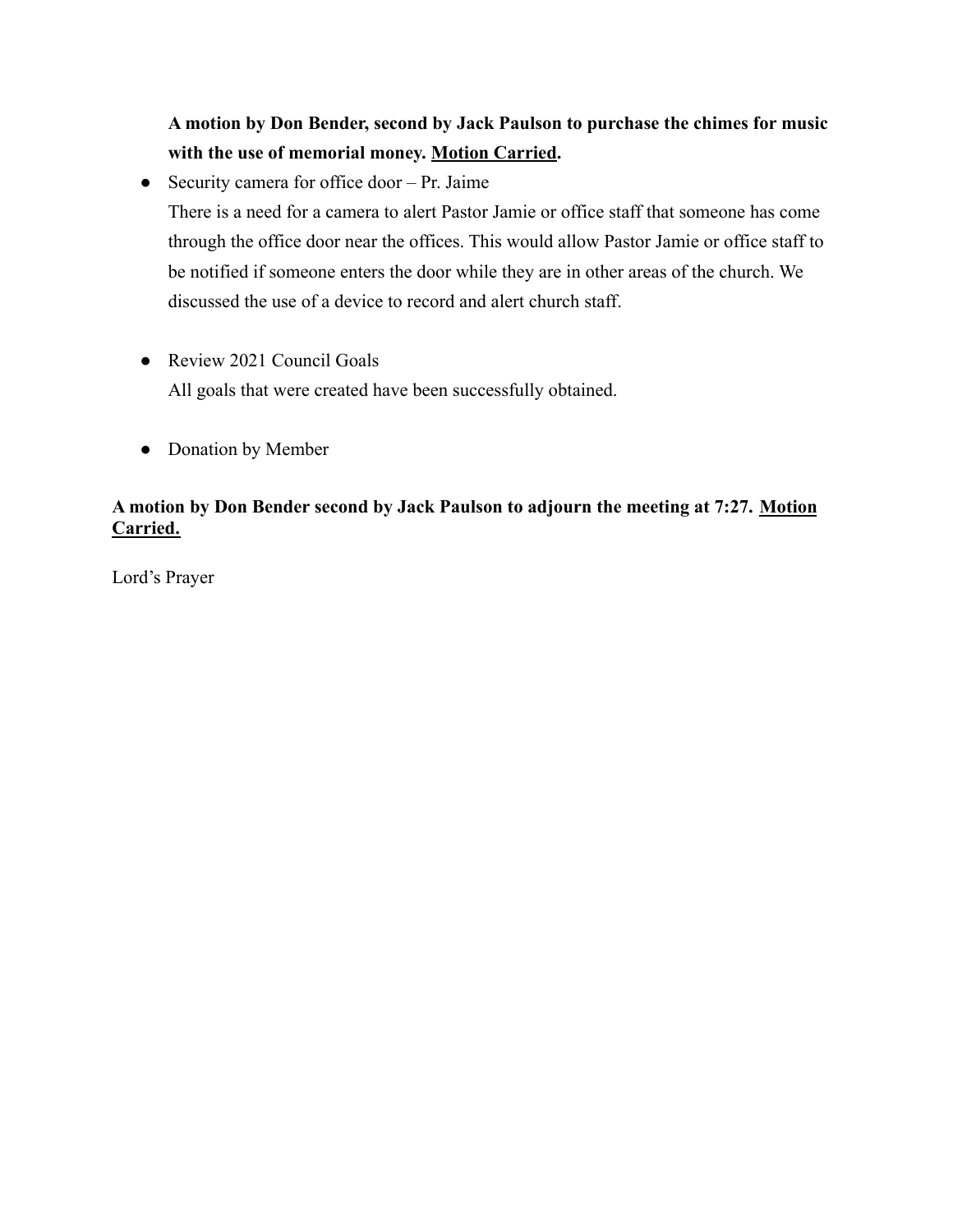**A motion by Don Bender, second by Jack Paulson to purchase the chimes for music with the use of memorial money. Motion Carried.**

- Security camera for office door – Pr. Jaime
  There is a need for a camera to alert Pastor Jamie or office staff that someone has come through the office door near the offices. This would allow Pastor Jamie or office staff to be notified if someone enters the door while they are in other areas of the church. We discussed the use of a device to record and alert church staff.

- Review 2021 Council Goals
  All goals that were created have been successfully obtained.

- Donation by Member

**A motion by Don Bender second by Jack Paulson to adjourn the meeting at 7:27. Motion Carried.**

Lord's Prayer